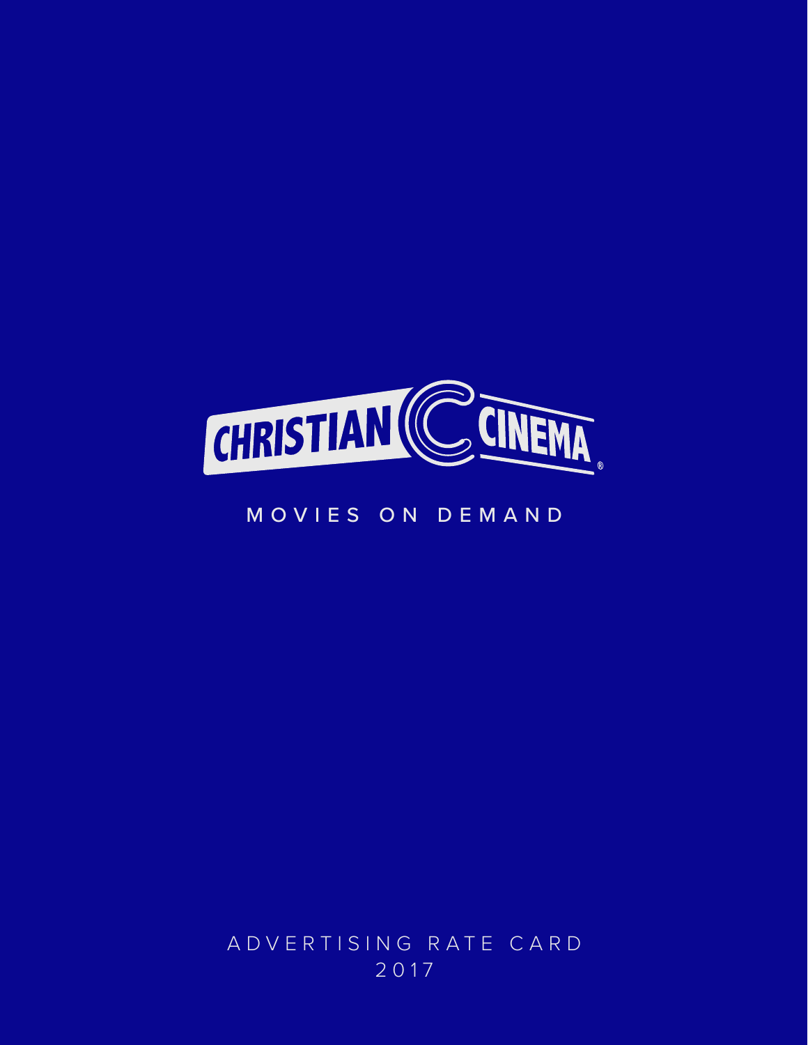# CHRISTIAN CINEMA®

MOVIES ON DEMAND

ADVERTISING RATE CARD
2017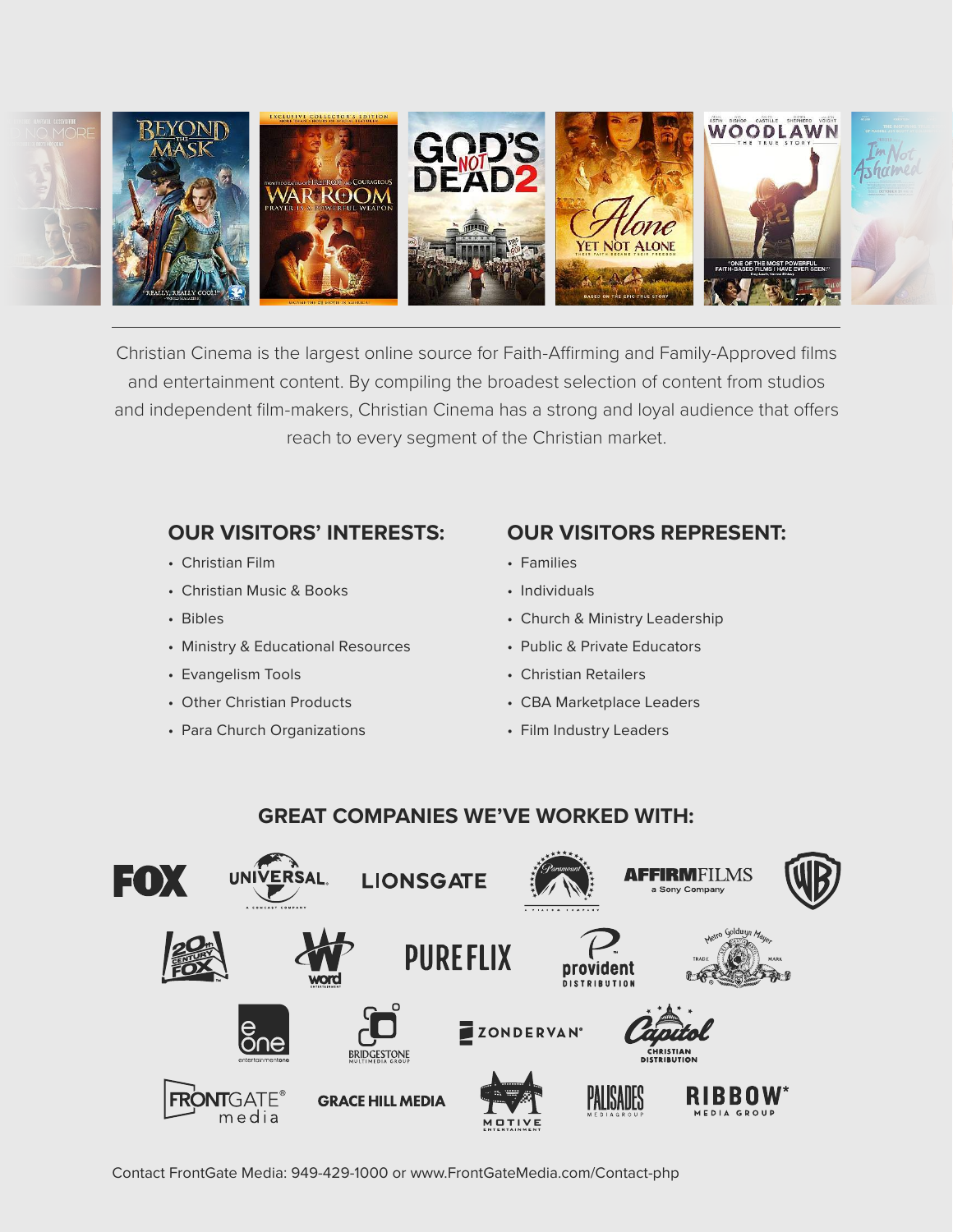Christian Cinema is the largest online source for Faith-Affirming and Family-Approved films and entertainment content. By compiling the broadest selection of content from studios and independent film-makers, Christian Cinema has a strong and loyal audience that offers reach to every segment of the Christian market.

## OUR VISITORS' INTERESTS:

- Christian Film
- Christian Music & Books
- Bibles
- Ministry & Educational Resources
- Evangelism Tools
- Other Christian Products
- Para Church Organizations

## OUR VISITORS REPRESENT:

- Families
- Individuals
- Church & Ministry Leadership
- Public & Private Educators
- Christian Retailers
- CBA Marketplace Leaders
- Film Industry Leaders

## GREAT COMPANIES WE'VE WORKED WITH:

FOX, UNIVERSAL, LIONSGATE, Paramount, AFFIRMFILMS a Sony Company, WB, 20th Century Fox, Word Entertainment, PUREFLIX, provident DISTRIBUTION, Metro Goldwyn Mayer, eOne entertainment one, BRIDGESTONE MULTIMEDIA GROUP, ZONDERVAN, Capitol CHRISTIAN DISTRIBUTION, FRONTGATE media, GRACE HILL MEDIA, MOTIVE ENTERTAINMENT, PALISADES MEDIAGROUP, RIBBOW MEDIA GROUP

Contact FrontGate Media: 949-429-1000 or www.FrontGateMedia.com/Contact-php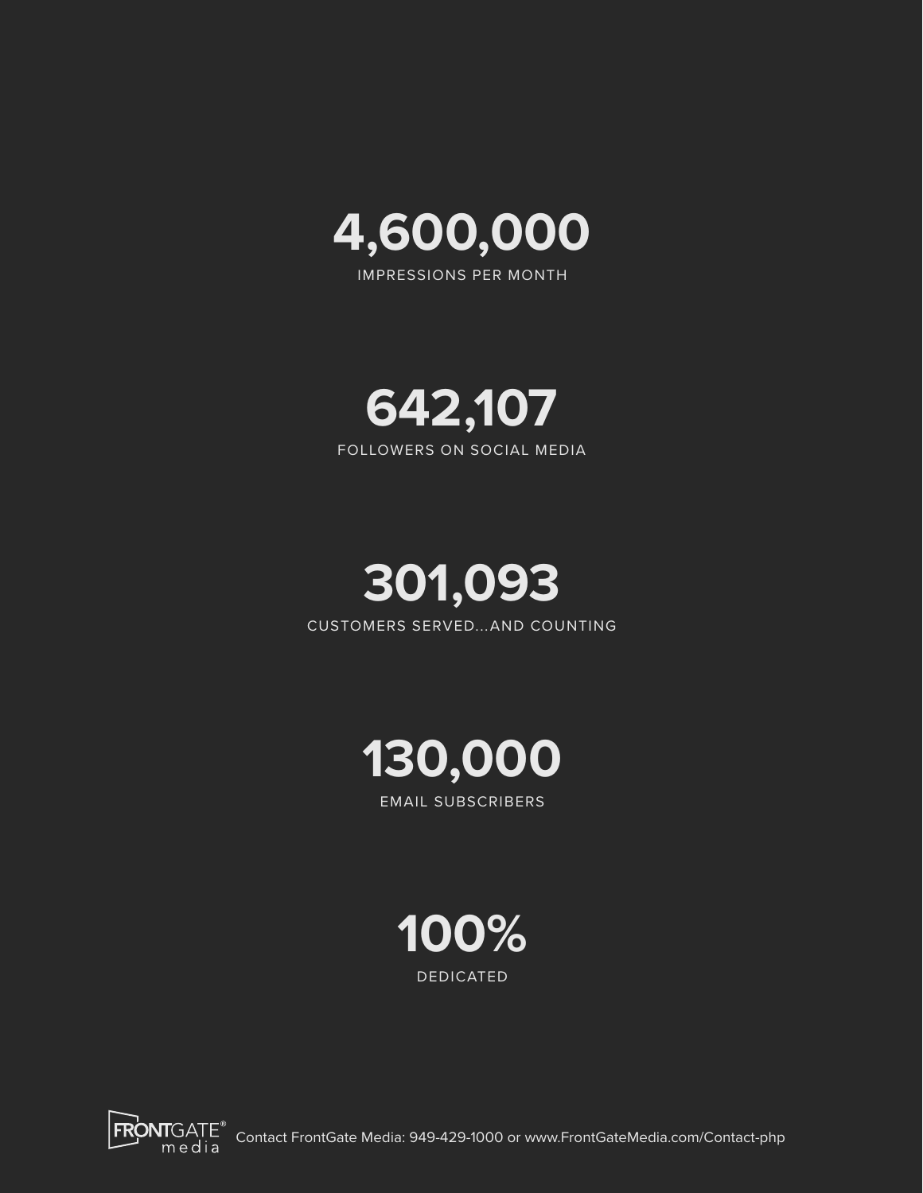# 4,600,000

IMPRESSIONS PER MONTH

# 642,107

FOLLOWERS ON SOCIAL MEDIA

# 301,093

CUSTOMERS SERVED...AND COUNTING

# 130,000

EMAIL SUBSCRIBERS

# 100%

DEDICATED

FRONTGATE® media Contact FrontGate Media: 949-429-1000 or www.FrontGateMedia.com/Contact-php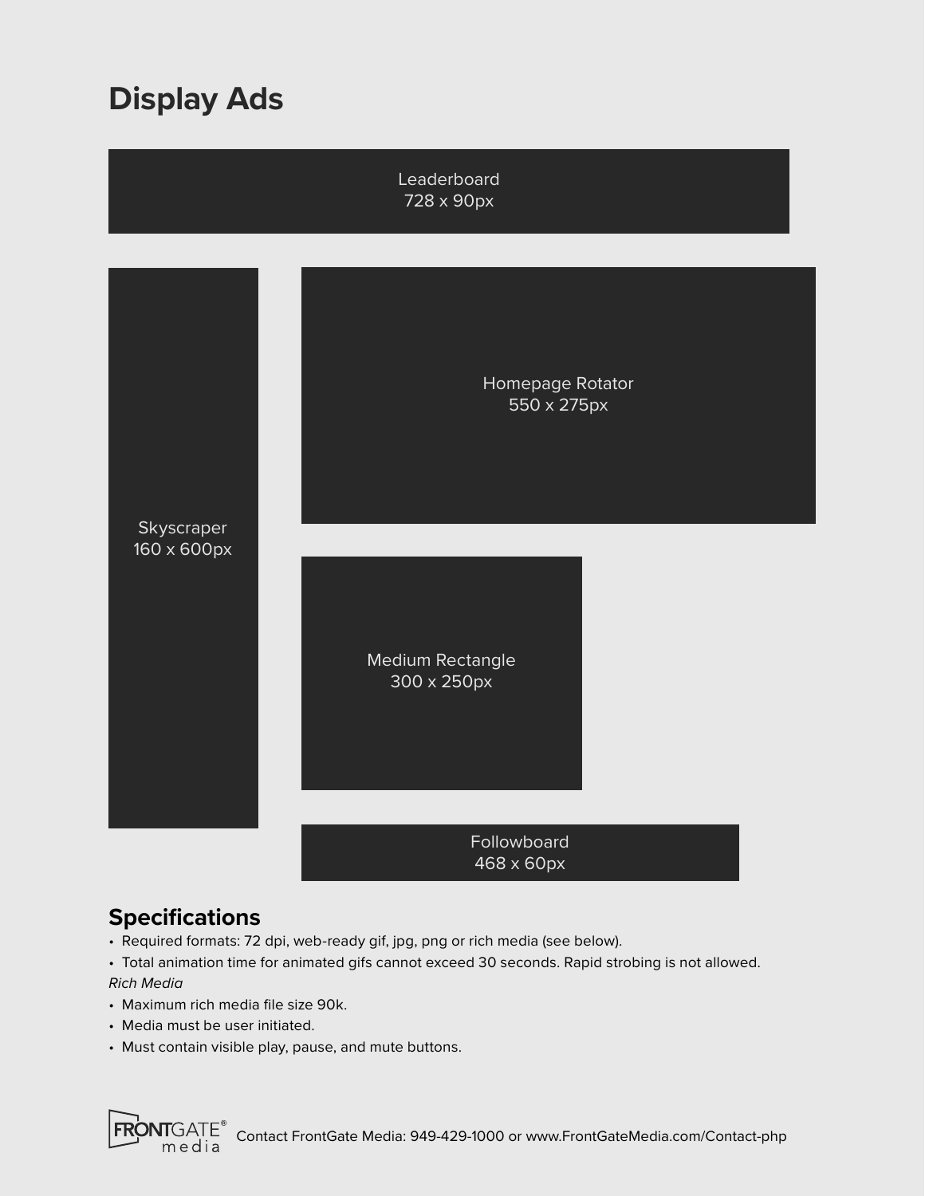# Display Ads

Leaderboard
728 x 90px

Skyscraper
160 x 600px

Homepage Rotator
550 x 275px

Medium Rectangle
300 x 250px

Followboard
468 x 60px

## Specifications

- Required formats: 72 dpi, web-ready gif, jpg, png or rich media (see below).
- Total animation time for animated gifs cannot exceed 30 seconds. Rapid strobing is not allowed.

*Rich Media*

- Maximum rich media file size 90k.
- Media must be user initiated.
- Must contain visible play, pause, and mute buttons.

FRONTGATE® media Contact FrontGate Media: 949-429-1000 or www.FrontGateMedia.com/Contact-php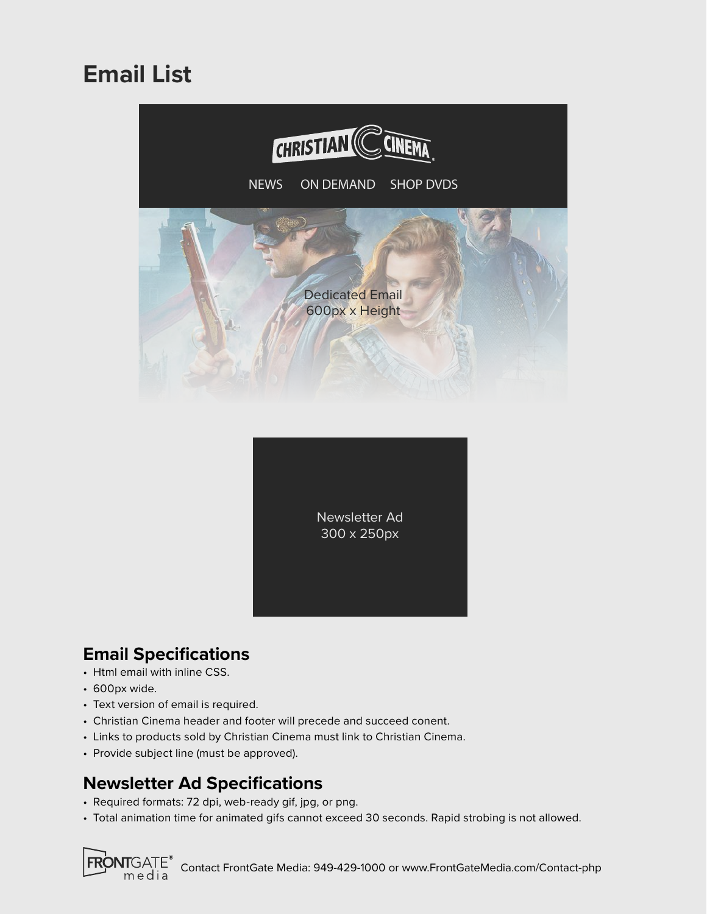# Email List

CHRISTIAN CINEMA

NEWS ON DEMAND SHOP DVDS

Dedicated Email
600px x Height

Newsletter Ad
300 x 250px

## Email Specifications

- Html email with inline CSS.
- 600px wide.
- Text version of email is required.
- Christian Cinema header and footer will precede and succeed conent.
- Links to products sold by Christian Cinema must link to Christian Cinema.
- Provide subject line (must be approved).

## Newsletter Ad Specifications

- Required formats: 72 dpi, web-ready gif, jpg, or png.
- Total animation time for animated gifs cannot exceed 30 seconds. Rapid strobing is not allowed.

Contact FrontGate Media: 949-429-1000 or www.FrontGateMedia.com/Contact-php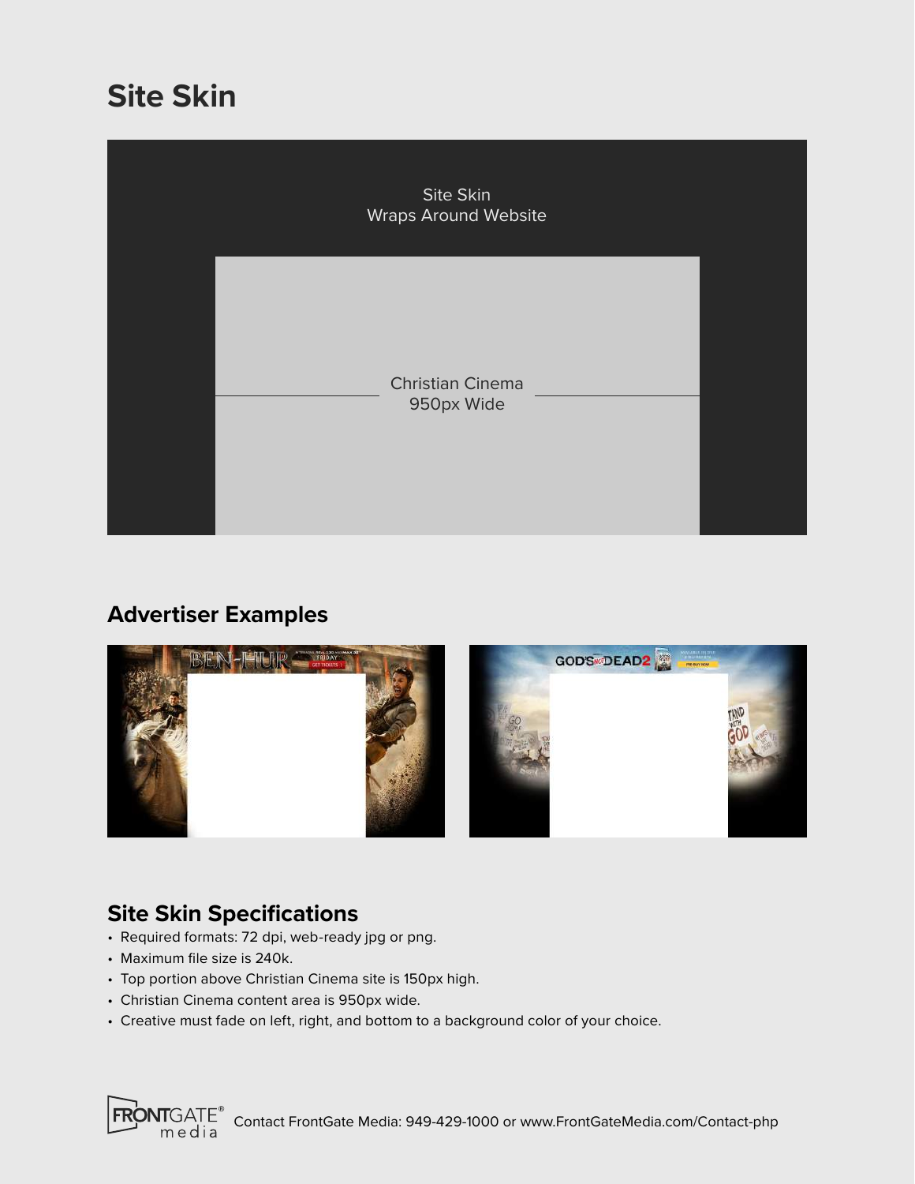# Site Skin

Site Skin
Wraps Around Website

Christian Cinema
950px Wide

## Advertiser Examples

## Site Skin Specifications

- Required formats: 72 dpi, web-ready jpg or png.
- Maximum file size is 240k.
- Top portion above Christian Cinema site is 150px high.
- Christian Cinema content area is 950px wide.
- Creative must fade on left, right, and bottom to a background color of your choice.

Contact FrontGate Media: 949-429-1000 or www.FrontGateMedia.com/Contact-php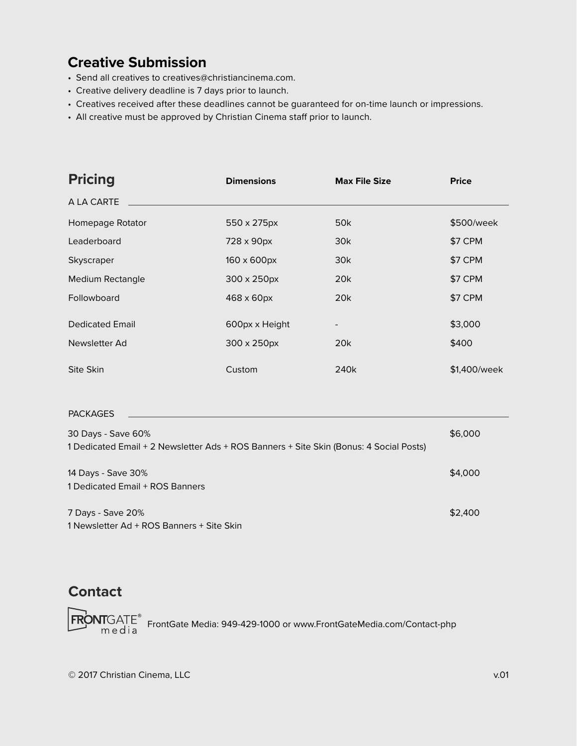## Creative Submission

- Send all creatives to creatives@christiancinema.com.
- Creative delivery deadline is 7 days prior to launch.
- Creatives received after these deadlines cannot be guaranteed for on-time launch or impressions.
- All creative must be approved by Christian Cinema staff prior to launch.

## Pricing

| | Dimensions | Max File Size | Price |
|---|---|---|---|
| A LA CARTE | | | |
| Homepage Rotator | 550 x 275px | 50k | $500/week |
| Leaderboard | 728 x 90px | 30k | $7 CPM |
| Skyscraper | 160 x 600px | 30k | $7 CPM |
| Medium Rectangle | 300 x 250px | 20k | $7 CPM |
| Followboard | 468 x 60px | 20k | $7 CPM |
| Dedicated Email | 600px x Height | - | $3,000 |
| Newsletter Ad | 300 x 250px | 20k | $400 |
| Site Skin | Custom | 240k | $1,400/week |

PACKAGES

| | |
|---|---|
| 30 Days - Save 60%<br>1 Dedicated Email + 2 Newsletter Ads + ROS Banners + Site Skin (Bonus: 4 Social Posts) | $6,000 |
| 14 Days - Save 30%<br>1 Dedicated Email + ROS Banners | $4,000 |
| 7 Days - Save 20%<br>1 Newsletter Ad + ROS Banners + Site Skin | $2,400 |

## Contact

FRONTGATE® media FrontGate Media: 949-429-1000 or www.FrontGateMedia.com/Contact-php

© 2017 Christian Cinema, LLC

v.01